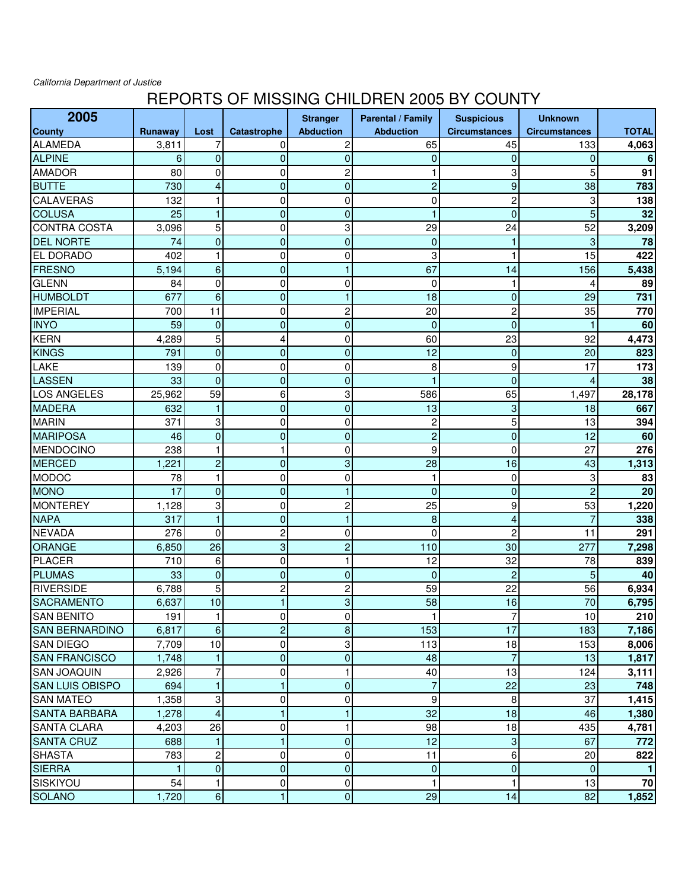*California Department of Justice*

# REPORTS OF MISSING CHILDREN 2005 BY COUNTY

| 2005<br>County | Runaway | Lost | Catastrophe | Stranger Abduction | Parental / Family Abduction | Suspicious Circumstances | Unknown Circumstances | TOTAL |
|---|---|---|---|---|---|---|---|---|
| ALAMEDA | 3,811 | 7 | 0 | 2 | 65 | 45 | 133 | **4,063** |
| ALPINE | 6 | 0 | 0 | 0 | 0 | 0 | 0 | **6** |
| AMADOR | 80 | 0 | 0 | 2 | 1 | 3 | 5 | **91** |
| BUTTE | 730 | 4 | 0 | 0 | 2 | 9 | 38 | **783** |
| CALAVERAS | 132 | 1 | 0 | 0 | 0 | 2 | 3 | **138** |
| COLUSA | 25 | 1 | 0 | 0 | 1 | 0 | 5 | **32** |
| CONTRA COSTA | 3,096 | 5 | 0 | 3 | 29 | 24 | 52 | **3,209** |
| DEL NORTE | 74 | 0 | 0 | 0 | 0 | 1 | 3 | **78** |
| EL DORADO | 402 | 1 | 0 | 0 | 3 | 1 | 15 | **422** |
| FRESNO | 5,194 | 6 | 0 | 1 | 67 | 14 | 156 | **5,438** |
| GLENN | 84 | 0 | 0 | 0 | 0 | 1 | 4 | **89** |
| HUMBOLDT | 677 | 6 | 0 | 1 | 18 | 0 | 29 | **731** |
| IMPERIAL | 700 | 11 | 0 | 2 | 20 | 2 | 35 | **770** |
| INYO | 59 | 0 | 0 | 0 | 0 | 0 | 1 | **60** |
| KERN | 4,289 | 5 | 4 | 0 | 60 | 23 | 92 | **4,473** |
| KINGS | 791 | 0 | 0 | 0 | 12 | 0 | 20 | **823** |
| LAKE | 139 | 0 | 0 | 0 | 8 | 9 | 17 | **173** |
| LASSEN | 33 | 0 | 0 | 0 | 1 | 0 | 4 | **38** |
| LOS ANGELES | 25,962 | 59 | 6 | 3 | 586 | 65 | 1,497 | **28,178** |
| MADERA | 632 | 1 | 0 | 0 | 13 | 3 | 18 | **667** |
| MARIN | 371 | 3 | 0 | 0 | 2 | 5 | 13 | **394** |
| MARIPOSA | 46 | 0 | 0 | 0 | 2 | 0 | 12 | **60** |
| MENDOCINO | 238 | 1 | 1 | 0 | 9 | 0 | 27 | **276** |
| MERCED | 1,221 | 2 | 0 | 3 | 28 | 16 | 43 | **1,313** |
| MODOC | 78 | 1 | 0 | 0 | 1 | 0 | 3 | **83** |
| MONO | 17 | 0 | 0 | 1 | 0 | 0 | 2 | **20** |
| MONTEREY | 1,128 | 3 | 0 | 2 | 25 | 9 | 53 | **1,220** |
| NAPA | 317 | 1 | 0 | 1 | 8 | 4 | 7 | **338** |
| NEVADA | 276 | 0 | 2 | 0 | 0 | 2 | 11 | **291** |
| ORANGE | 6,850 | 26 | 3 | 2 | 110 | 30 | 277 | **7,298** |
| PLACER | 710 | 6 | 0 | 1 | 12 | 32 | 78 | **839** |
| PLUMAS | 33 | 0 | 0 | 0 | 0 | 2 | 5 | **40** |
| RIVERSIDE | 6,788 | 5 | 2 | 2 | 59 | 22 | 56 | **6,934** |
| SACRAMENTO | 6,637 | 10 | 1 | 3 | 58 | 16 | 70 | **6,795** |
| SAN BENITO | 191 | 1 | 0 | 0 | 1 | 7 | 10 | **210** |
| SAN BERNARDINO | 6,817 | 6 | 2 | 8 | 153 | 17 | 183 | **7,186** |
| SAN DIEGO | 7,709 | 10 | 0 | 3 | 113 | 18 | 153 | **8,006** |
| SAN FRANCISCO | 1,748 | 1 | 0 | 0 | 48 | 7 | 13 | **1,817** |
| SAN JOAQUIN | 2,926 | 7 | 0 | 1 | 40 | 13 | 124 | **3,111** |
| SAN LUIS OBISPO | 694 | 1 | 1 | 0 | 7 | 22 | 23 | **748** |
| SAN MATEO | 1,358 | 3 | 0 | 0 | 9 | 8 | 37 | **1,415** |
| SANTA BARBARA | 1,278 | 4 | 1 | 1 | 32 | 18 | 46 | **1,380** |
| SANTA CLARA | 4,203 | 26 | 0 | 1 | 98 | 18 | 435 | **4,781** |
| SANTA CRUZ | 688 | 1 | 1 | 0 | 12 | 3 | 67 | **772** |
| SHASTA | 783 | 2 | 0 | 0 | 11 | 6 | 20 | **822** |
| SIERRA | 1 | 0 | 0 | 0 | 0 | 0 | 0 | **1** |
| SISKIYOU | 54 | 1 | 0 | 0 | 1 | 1 | 13 | **70** |
| SOLANO | 1,720 | 6 | 1 | 0 | 29 | 14 | 82 | **1,852** |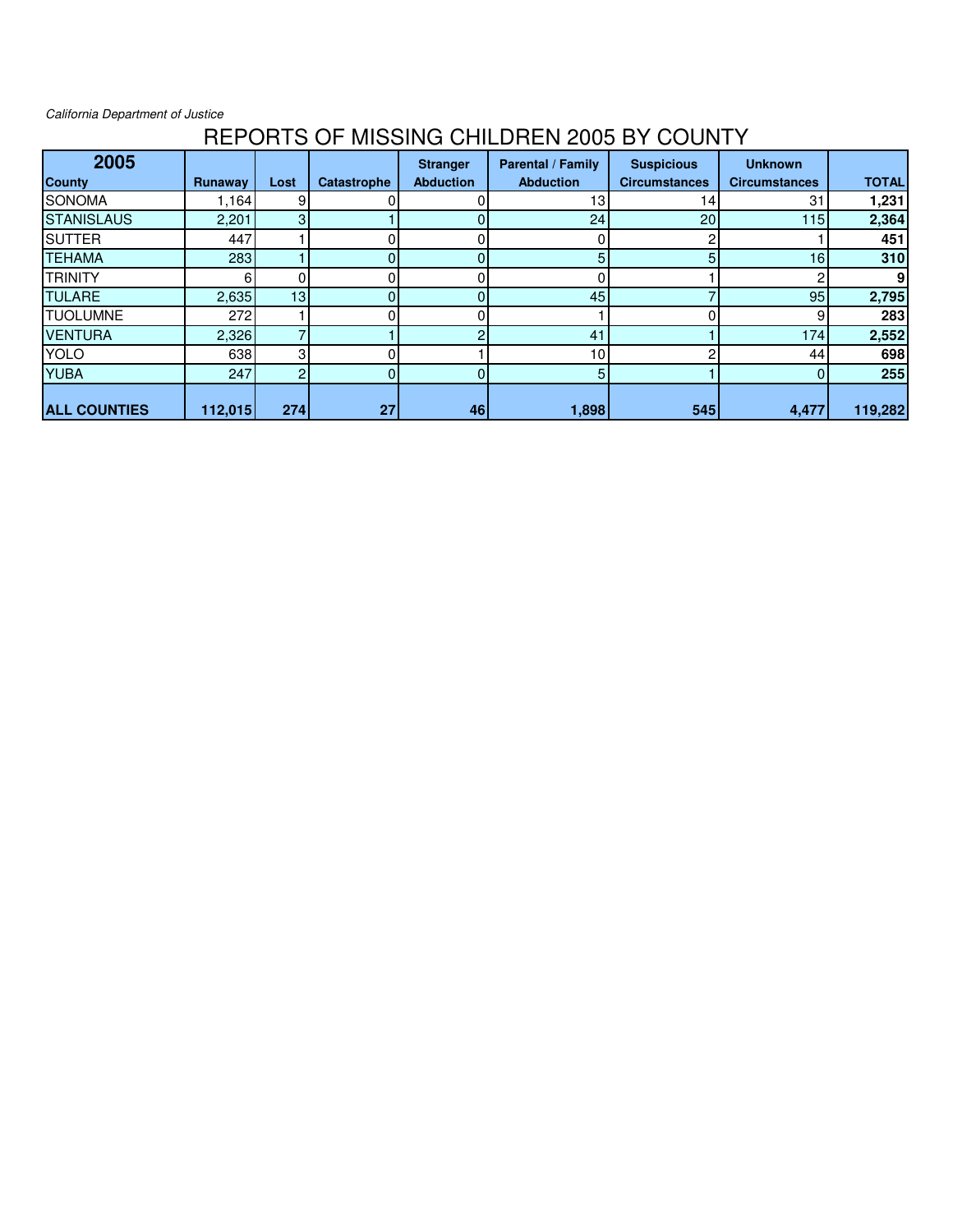*California Department of Justice*

# REPORTS OF MISSING CHILDREN 2005 BY COUNTY

| 2005 County | Runaway | Lost | Catastrophe | Stranger Abduction | Parental / Family Abduction | Suspicious Circumstances | Unknown Circumstances | TOTAL |
|---|---|---|---|---|---|---|---|---|
| SONOMA | 1,164 | 9 | 0 | 0 | 13 | 14 | 31 | **1,231** |
| STANISLAUS | 2,201 | 3 | 1 | 0 | 24 | 20 | 115 | **2,364** |
| SUTTER | 447 | 1 | 0 | 0 | 0 | 2 | 1 | **451** |
| TEHAMA | 283 | 1 | 0 | 0 | 5 | 5 | 16 | **310** |
| TRINITY | 6 | 0 | 0 | 0 | 0 | 1 | 2 | **9** |
| TULARE | 2,635 | 13 | 0 | 0 | 45 | 7 | 95 | **2,795** |
| TUOLUMNE | 272 | 1 | 0 | 0 | 1 | 0 | 9 | **283** |
| VENTURA | 2,326 | 7 | 1 | 2 | 41 | 1 | 174 | **2,552** |
| YOLO | 638 | 3 | 0 | 1 | 10 | 2 | 44 | **698** |
| YUBA | 247 | 2 | 0 | 0 | 5 | 1 | 0 | **255** |
| **ALL COUNTIES** | **112,015** | **274** | **27** | **46** | **1,898** | **545** | **4,477** | **119,282** |